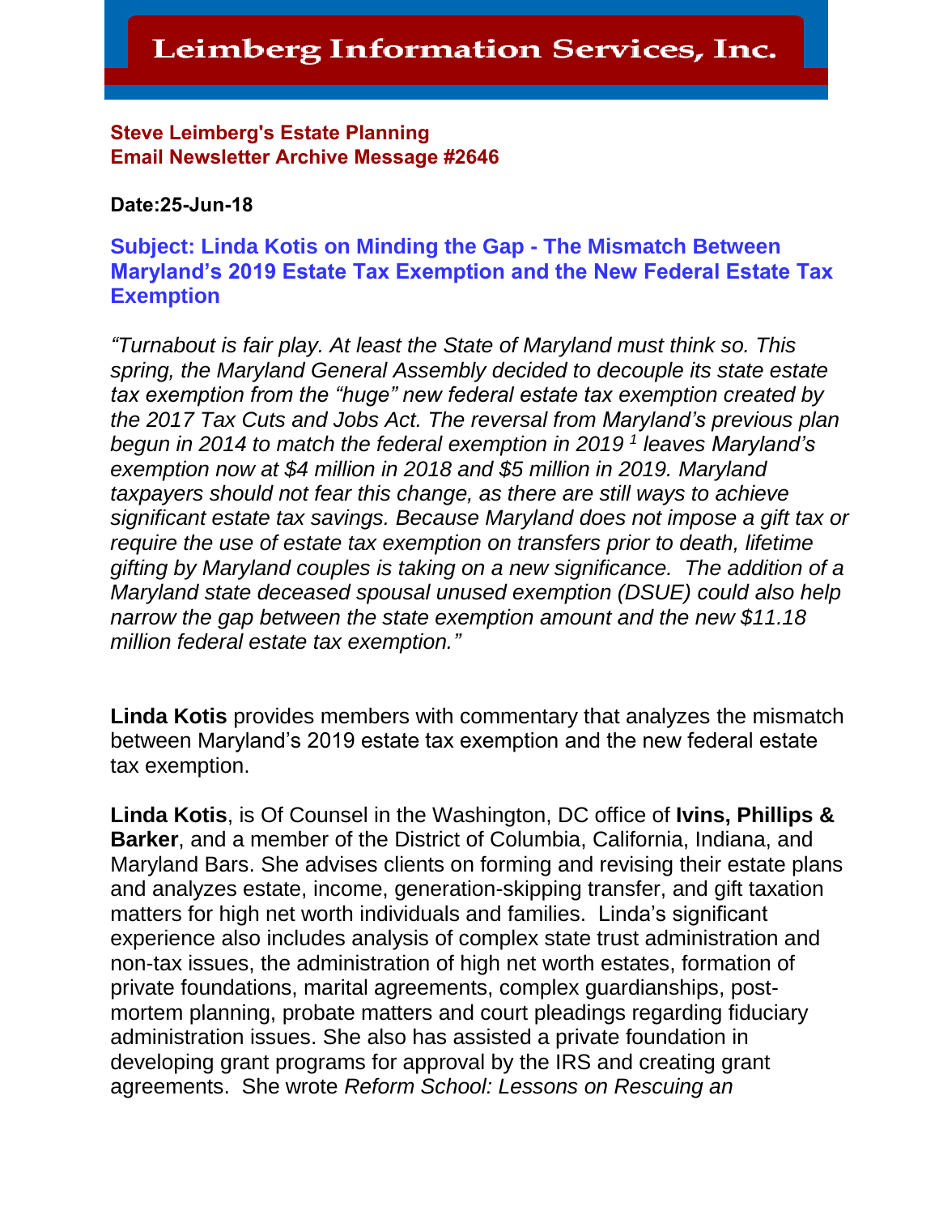# Leimberg Information Services, Inc.

**Steve Leimberg's Estate Planning**
**Email Newsletter Archive Message #2646**

**Date:25-Jun-18**

## Subject: Linda Kotis on Minding the Gap - The Mismatch Between Maryland's 2019 Estate Tax Exemption and the New Federal Estate Tax Exemption

*"Turnabout is fair play. At least the State of Maryland must think so. This spring, the Maryland General Assembly decided to decouple its state estate tax exemption from the "huge" new federal estate tax exemption created by the 2017 Tax Cuts and Jobs Act. The reversal from Maryland's previous plan begun in 2014 to match the federal exemption in 2019 [1] leaves Maryland's exemption now at $4 million in 2018 and $5 million in 2019. Maryland taxpayers should not fear this change, as there are still ways to achieve significant estate tax savings. Because Maryland does not impose a gift tax or require the use of estate tax exemption on transfers prior to death, lifetime gifting by Maryland couples is taking on a new significance. The addition of a Maryland state deceased spousal unused exemption (DSUE) could also help narrow the gap between the state exemption amount and the new $11.18 million federal estate tax exemption."*

**Linda Kotis** provides members with commentary that analyzes the mismatch between Maryland's 2019 estate tax exemption and the new federal estate tax exemption.

**Linda Kotis**, is Of Counsel in the Washington, DC office of **Ivins, Phillips & Barker**, and a member of the District of Columbia, California, Indiana, and Maryland Bars. She advises clients on forming and revising their estate plans and analyzes estate, income, generation-skipping transfer, and gift taxation matters for high net worth individuals and families. Linda's significant experience also includes analysis of complex state trust administration and non-tax issues, the administration of high net worth estates, formation of private foundations, marital agreements, complex guardianships, post-mortem planning, probate matters and court pleadings regarding fiduciary administration issues. She also has assisted a private foundation in developing grant programs for approval by the IRS and creating grant agreements. She wrote *Reform School: Lessons on Rescuing an*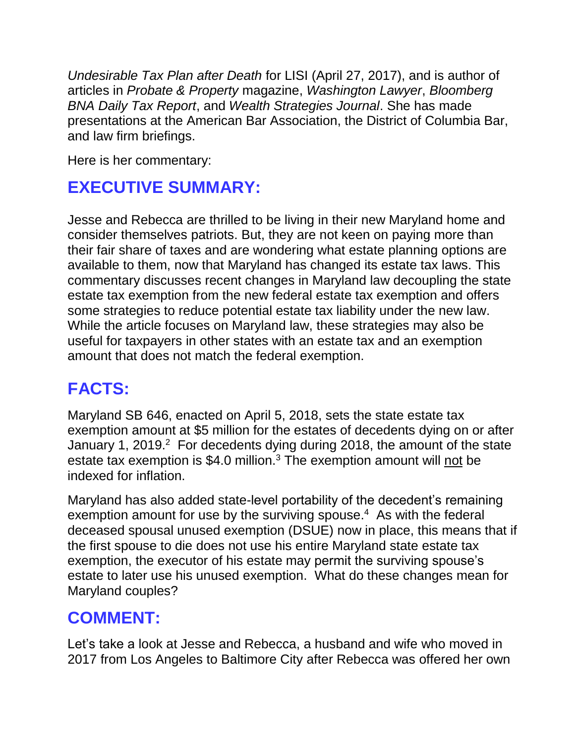*Undesirable Tax Plan after Death* for LISI (April 27, 2017), and is author of articles in *Probate & Property* magazine, *Washington Lawyer*, *Bloomberg BNA Daily Tax Report*, and *Wealth Strategies Journal*. She has made presentations at the American Bar Association, the District of Columbia Bar, and law firm briefings.

Here is her commentary:

## EXECUTIVE SUMMARY:

Jesse and Rebecca are thrilled to be living in their new Maryland home and consider themselves patriots. But, they are not keen on paying more than their fair share of taxes and are wondering what estate planning options are available to them, now that Maryland has changed its estate tax laws. This commentary discusses recent changes in Maryland law decoupling the state estate tax exemption from the new federal estate tax exemption and offers some strategies to reduce potential estate tax liability under the new law. While the article focuses on Maryland law, these strategies may also be useful for taxpayers in other states with an estate tax and an exemption amount that does not match the federal exemption.

## FACTS:

Maryland SB 646, enacted on April 5, 2018, sets the state estate tax exemption amount at $5 million for the estates of decedents dying on or after January 1, 2019.[2] For decedents dying during 2018, the amount of the state estate tax exemption is $4.0 million.[3] The exemption amount will <u>not</u> be indexed for inflation.

Maryland has also added state-level portability of the decedent's remaining exemption amount for use by the surviving spouse.[4] As with the federal deceased spousal unused exemption (DSUE) now in place, this means that if the first spouse to die does not use his entire Maryland state estate tax exemption, the executor of his estate may permit the surviving spouse's estate to later use his unused exemption. What do these changes mean for Maryland couples?

## COMMENT:

Let's take a look at Jesse and Rebecca, a husband and wife who moved in 2017 from Los Angeles to Baltimore City after Rebecca was offered her own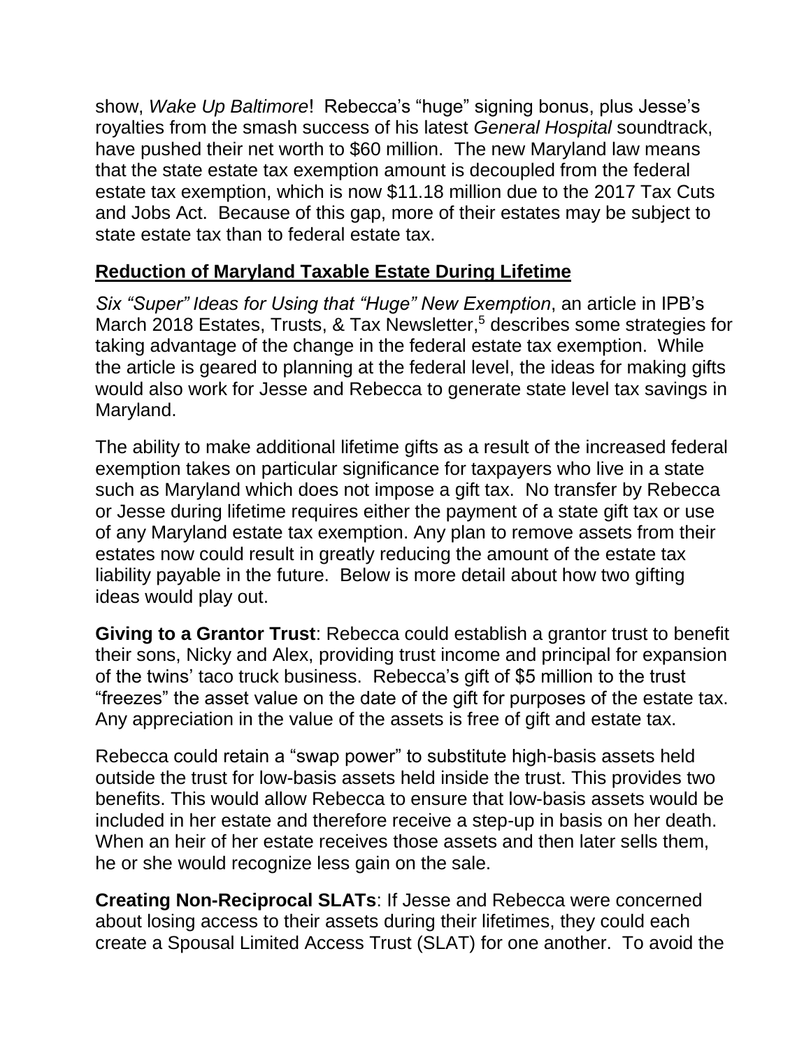show, *Wake Up Baltimore*! Rebecca's "huge" signing bonus, plus Jesse's royalties from the smash success of his latest *General Hospital* soundtrack, have pushed their net worth to $60 million. The new Maryland law means that the state estate tax exemption amount is decoupled from the federal estate tax exemption, which is now $11.18 million due to the 2017 Tax Cuts and Jobs Act. Because of this gap, more of their estates may be subject to state estate tax than to federal estate tax.

## Reduction of Maryland Taxable Estate During Lifetime

*Six "Super" Ideas for Using that "Huge" New Exemption*, an article in IPB's March 2018 Estates, Trusts, & Tax Newsletter,[5] describes some strategies for taking advantage of the change in the federal estate tax exemption. While the article is geared to planning at the federal level, the ideas for making gifts would also work for Jesse and Rebecca to generate state level tax savings in Maryland.

The ability to make additional lifetime gifts as a result of the increased federal exemption takes on particular significance for taxpayers who live in a state such as Maryland which does not impose a gift tax. No transfer by Rebecca or Jesse during lifetime requires either the payment of a state gift tax or use of any Maryland estate tax exemption. Any plan to remove assets from their estates now could result in greatly reducing the amount of the estate tax liability payable in the future. Below is more detail about how two gifting ideas would play out.

**Giving to a Grantor Trust**: Rebecca could establish a grantor trust to benefit their sons, Nicky and Alex, providing trust income and principal for expansion of the twins' taco truck business. Rebecca's gift of $5 million to the trust "freezes" the asset value on the date of the gift for purposes of the estate tax. Any appreciation in the value of the assets is free of gift and estate tax.

Rebecca could retain a "swap power" to substitute high-basis assets held outside the trust for low-basis assets held inside the trust. This provides two benefits. This would allow Rebecca to ensure that low-basis assets would be included in her estate and therefore receive a step-up in basis on her death. When an heir of her estate receives those assets and then later sells them, he or she would recognize less gain on the sale.

**Creating Non-Reciprocal SLATs**: If Jesse and Rebecca were concerned about losing access to their assets during their lifetimes, they could each create a Spousal Limited Access Trust (SLAT) for one another. To avoid the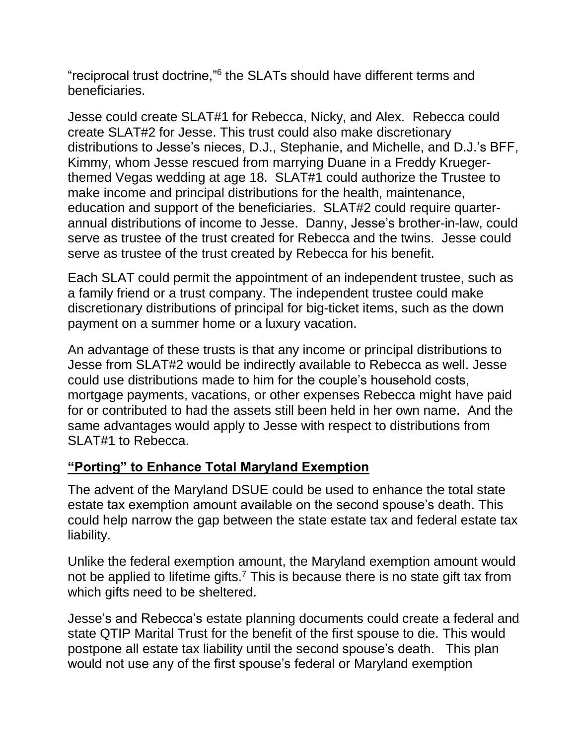"reciprocal trust doctrine,"[6] the SLATs should have different terms and beneficiaries.

Jesse could create SLAT#1 for Rebecca, Nicky, and Alex. Rebecca could create SLAT#2 for Jesse. This trust could also make discretionary distributions to Jesse's nieces, D.J., Stephanie, and Michelle, and D.J.'s BFF, Kimmy, whom Jesse rescued from marrying Duane in a Freddy Krueger-themed Vegas wedding at age 18. SLAT#1 could authorize the Trustee to make income and principal distributions for the health, maintenance, education and support of the beneficiaries. SLAT#2 could require quarter-annual distributions of income to Jesse. Danny, Jesse's brother-in-law, could serve as trustee of the trust created for Rebecca and the twins. Jesse could serve as trustee of the trust created by Rebecca for his benefit.

Each SLAT could permit the appointment of an independent trustee, such as a family friend or a trust company. The independent trustee could make discretionary distributions of principal for big-ticket items, such as the down payment on a summer home or a luxury vacation.

An advantage of these trusts is that any income or principal distributions to Jesse from SLAT#2 would be indirectly available to Rebecca as well. Jesse could use distributions made to him for the couple's household costs, mortgage payments, vacations, or other expenses Rebecca might have paid for or contributed to had the assets still been held in her own name. And the same advantages would apply to Jesse with respect to distributions from SLAT#1 to Rebecca.

## **"Porting" to Enhance Total Maryland Exemption**

The advent of the Maryland DSUE could be used to enhance the total state estate tax exemption amount available on the second spouse's death. This could help narrow the gap between the state estate tax and federal estate tax liability.

Unlike the federal exemption amount, the Maryland exemption amount would not be applied to lifetime gifts.[7] This is because there is no state gift tax from which gifts need to be sheltered.

Jesse's and Rebecca's estate planning documents could create a federal and state QTIP Marital Trust for the benefit of the first spouse to die. This would postpone all estate tax liability until the second spouse's death. This plan would not use any of the first spouse's federal or Maryland exemption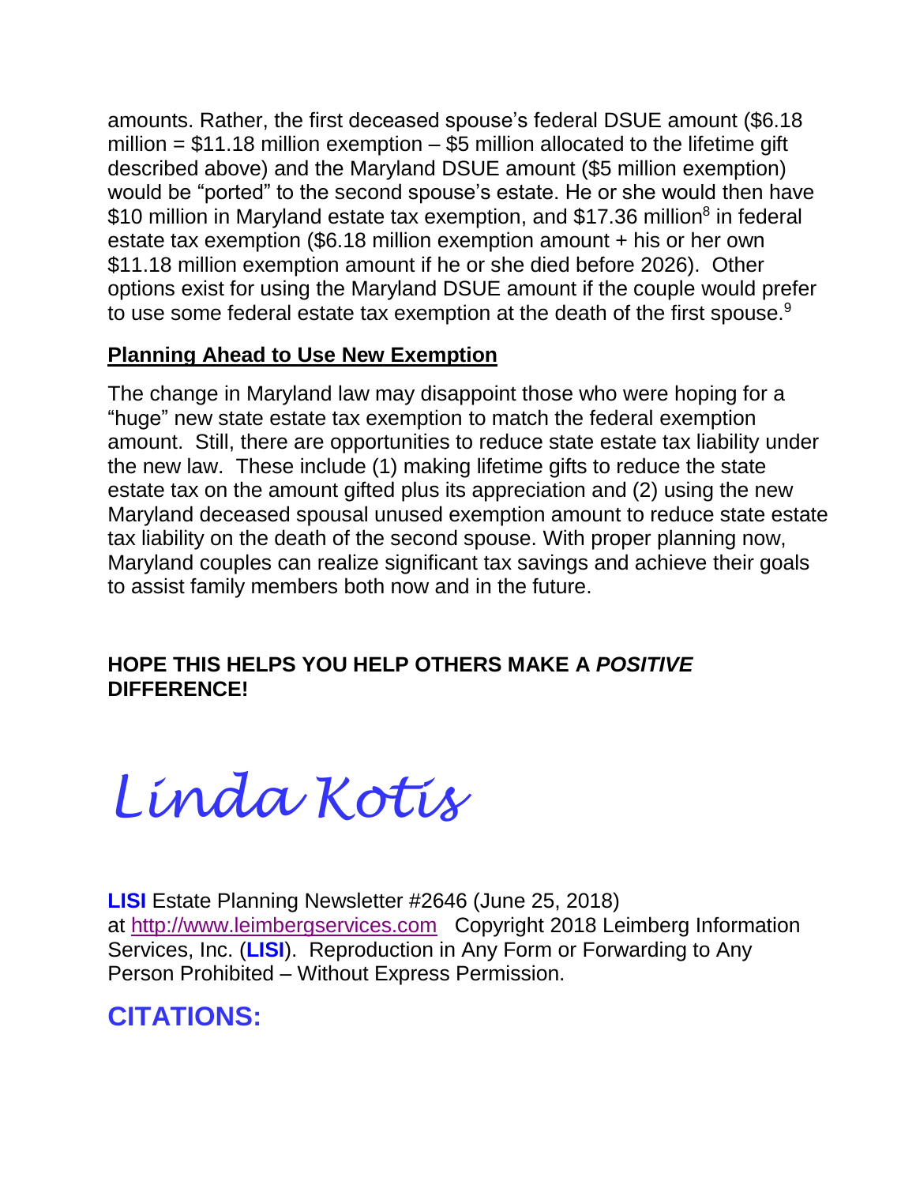amounts. Rather, the first deceased spouse's federal DSUE amount ($6.18 million = $11.18 million exemption – $5 million allocated to the lifetime gift described above) and the Maryland DSUE amount ($5 million exemption) would be "ported" to the second spouse's estate. He or she would then have $10 million in Maryland estate tax exemption, and $17.36 million[8] in federal estate tax exemption ($6.18 million exemption amount + his or her own $11.18 million exemption amount if he or she died before 2026). Other options exist for using the Maryland DSUE amount if the couple would prefer to use some federal estate tax exemption at the death of the first spouse.[9]

## Planning Ahead to Use New Exemption

The change in Maryland law may disappoint those who were hoping for a "huge" new state estate tax exemption to match the federal exemption amount. Still, there are opportunities to reduce state estate tax liability under the new law. These include (1) making lifetime gifts to reduce the state estate tax on the amount gifted plus its appreciation and (2) using the new Maryland deceased spousal unused exemption amount to reduce state estate tax liability on the death of the second spouse. With proper planning now, Maryland couples can realize significant tax savings and achieve their goals to assist family members both now and in the future.

**HOPE THIS HELPS YOU HELP OTHERS MAKE A *POSITIVE* DIFFERENCE!**

*Linda Kotis*

**LISI** Estate Planning Newsletter #2646 (June 25, 2018) at http://www.leimbergservices.com Copyright 2018 Leimberg Information Services, Inc. (**LISI**). Reproduction in Any Form or Forwarding to Any Person Prohibited – Without Express Permission.

## CITATIONS: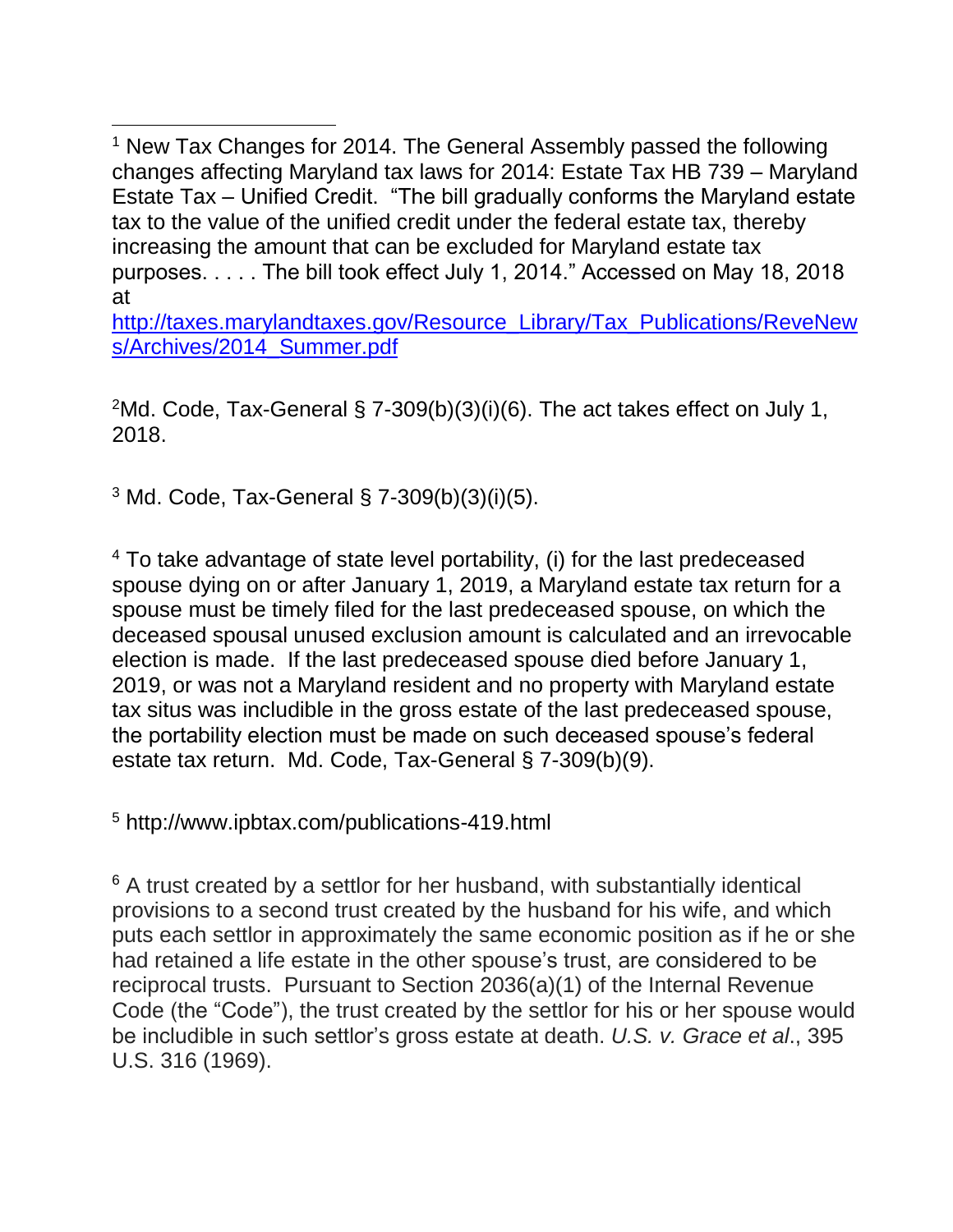[1] New Tax Changes for 2014. The General Assembly passed the following changes affecting Maryland tax laws for 2014: Estate Tax HB 739 – Maryland Estate Tax – Unified Credit. "The bill gradually conforms the Maryland estate tax to the value of the unified credit under the federal estate tax, thereby increasing the amount that can be excluded for Maryland estate tax purposes. . . . . The bill took effect July 1, 2014." Accessed on May 18, 2018 at http://taxes.marylandtaxes.gov/Resource_Library/Tax_Publications/ReveNews/Archives/2014_Summer.pdf

[2] Md. Code, Tax-General § 7-309(b)(3)(i)(6). The act takes effect on July 1, 2018.

[3] Md. Code, Tax-General § 7-309(b)(3)(i)(5).

[4] To take advantage of state level portability, (i) for the last predeceased spouse dying on or after January 1, 2019, a Maryland estate tax return for a spouse must be timely filed for the last predeceased spouse, on which the deceased spousal unused exclusion amount is calculated and an irrevocable election is made. If the last predeceased spouse died before January 1, 2019, or was not a Maryland resident and no property with Maryland estate tax situs was includible in the gross estate of the last predeceased spouse, the portability election must be made on such deceased spouse's federal estate tax return. Md. Code, Tax-General § 7-309(b)(9).

[5] http://www.ipbtax.com/publications-419.html

[6] A trust created by a settlor for her husband, with substantially identical provisions to a second trust created by the husband for his wife, and which puts each settlor in approximately the same economic position as if he or she had retained a life estate in the other spouse's trust, are considered to be reciprocal trusts. Pursuant to Section 2036(a)(1) of the Internal Revenue Code (the "Code"), the trust created by the settlor for his or her spouse would be includible in such settlor's gross estate at death. *U.S. v. Grace et al*., 395 U.S. 316 (1969).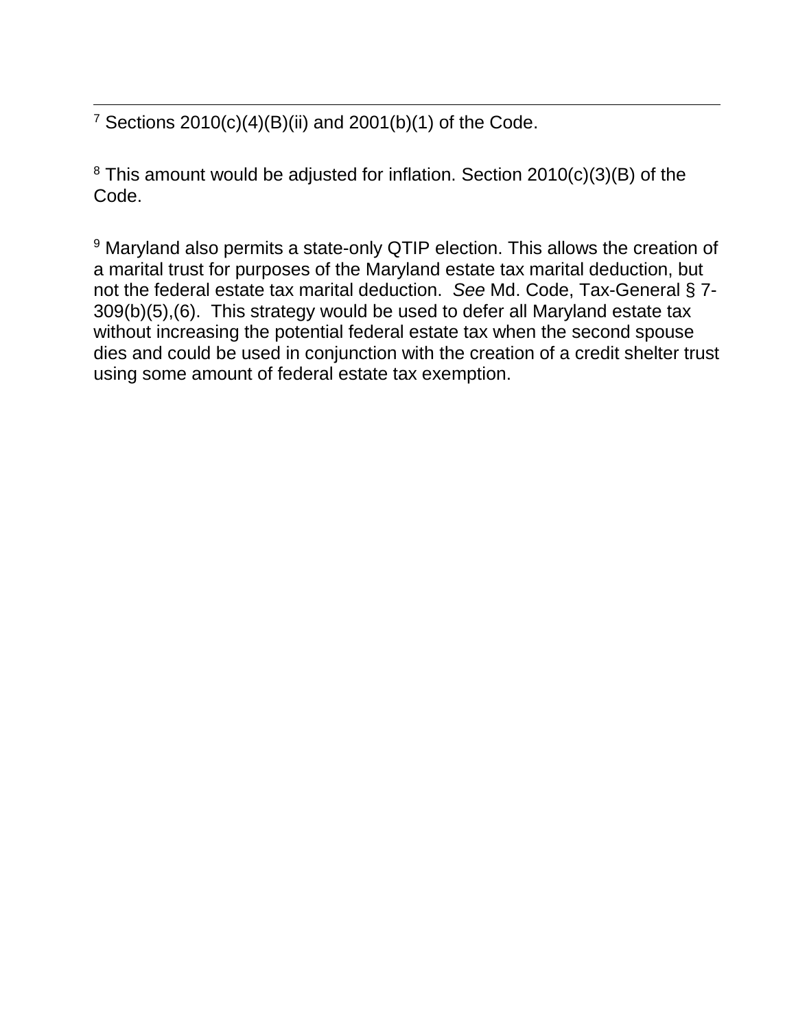[7] Sections 2010(c)(4)(B)(ii) and 2001(b)(1) of the Code.

[8] This amount would be adjusted for inflation. Section 2010(c)(3)(B) of the Code.

[9] Maryland also permits a state-only QTIP election. This allows the creation of a marital trust for purposes of the Maryland estate tax marital deduction, but not the federal estate tax marital deduction. *See* Md. Code, Tax-General § 7-309(b)(5),(6). This strategy would be used to defer all Maryland estate tax without increasing the potential federal estate tax when the second spouse dies and could be used in conjunction with the creation of a credit shelter trust using some amount of federal estate tax exemption.